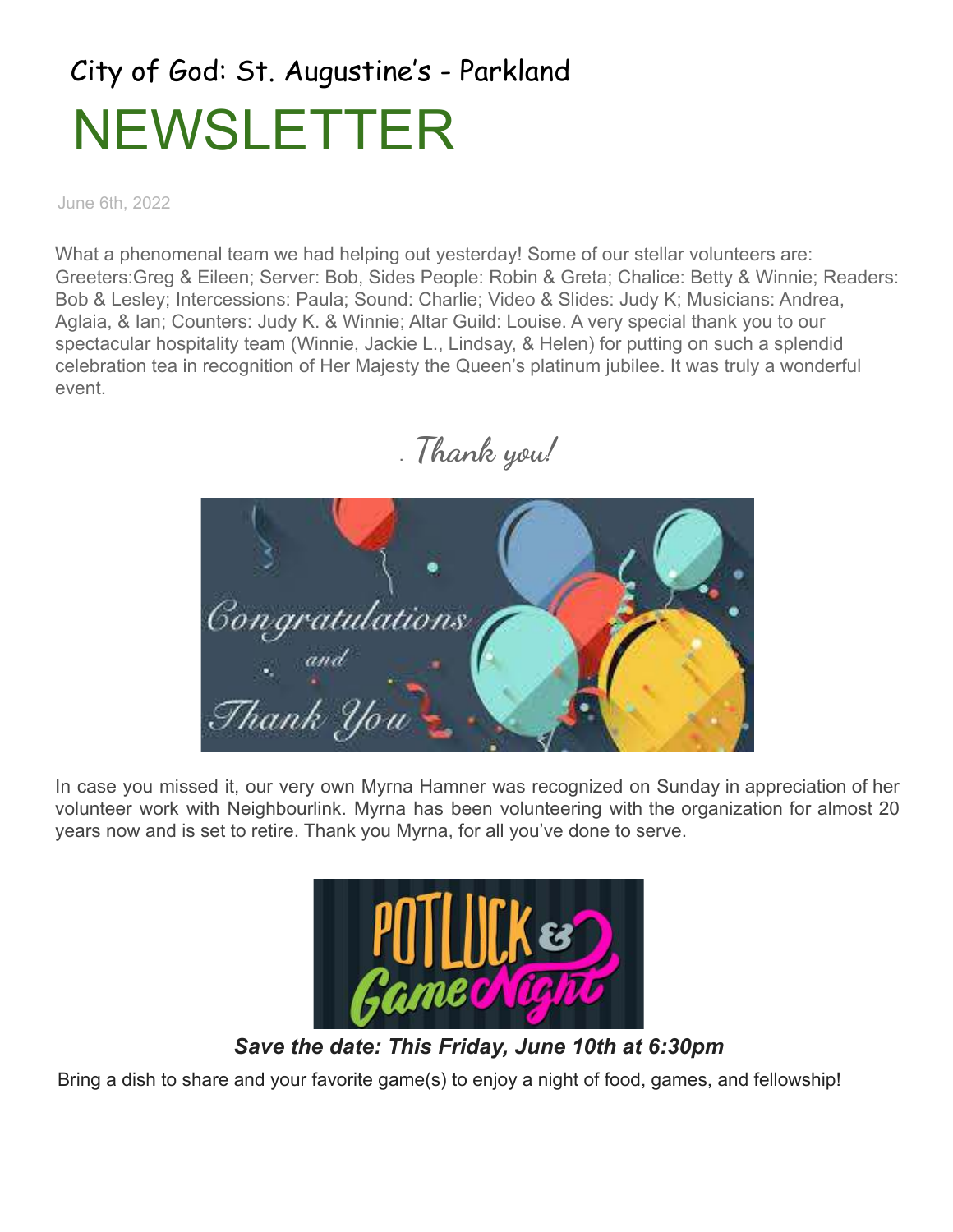City of God: St. Augustine's - Parkland

# NEWSLETTER

June 6th, 2022

What a phenomenal team we had helping out yesterday! Some of our stellar volunteers are: Greeters:Greg & Eileen; Server: Bob, Sides People: Robin & Greta; Chalice: Betty & Winnie; Readers: Bob & Lesley; Intercessions: Paula; Sound: Charlie; Video & Slides: Judy K; Musicians: Andrea, Aglaia, & Ian; Counters: Judy K. & Winnie; Altar Guild: Louise. A very special thank you to our spectacular hospitality team (Winnie, Jackie L., Lindsay, & Helen) for putting on such a splendid celebration tea in recognition of Her Majesty the Queen's platinum jubilee. It was truly a wonderful event.

. *Thank you!*

In case you missed it, our very own Myrna Hamner was recognized on Sunday in appreciation of her volunteer work with Neighbourlink. Myrna has been volunteering with the organization for almost 20 years now and is set to retire. Thank you Myrna, for all you've done to serve.

***Save the date: This Friday, June 10th at 6:30pm***

Bring a dish to share and your favorite game(s) to enjoy a night of food, games, and fellowship!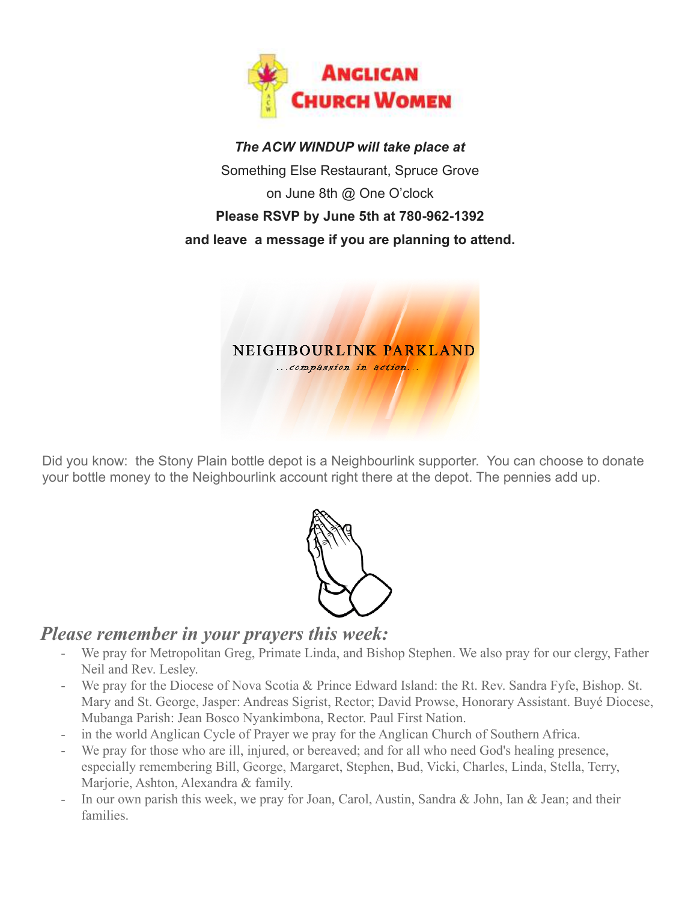**ANGLICAN CHURCH WOMEN**

***The ACW WINDUP will take place at***

Something Else Restaurant, Spruce Grove

on June 8th @ One O'clock

**Please RSVP by June 5th at 780-962-1392**

**and leave a message if you are planning to attend.**

NEIGHBOURLINK PARKLAND

*...compassion in action...*

Did you know: the Stony Plain bottle depot is a Neighbourlink supporter. You can choose to donate your bottle money to the Neighbourlink account right there at the depot. The pennies add up.

## *Please remember in your prayers this week:*

- We pray for Metropolitan Greg, Primate Linda, and Bishop Stephen. We also pray for our clergy, Father Neil and Rev. Lesley.
- We pray for the Diocese of Nova Scotia & Prince Edward Island: the Rt. Rev. Sandra Fyfe, Bishop. St. Mary and St. George, Jasper: Andreas Sigrist, Rector; David Prowse, Honorary Assistant. Buyé Diocese, Mubanga Parish: Jean Bosco Nyankimbona, Rector. Paul First Nation.
- in the world Anglican Cycle of Prayer we pray for the Anglican Church of Southern Africa.
- We pray for those who are ill, injured, or bereaved; and for all who need God's healing presence, especially remembering Bill, George, Margaret, Stephen, Bud, Vicki, Charles, Linda, Stella, Terry, Marjorie, Ashton, Alexandra & family.
- In our own parish this week, we pray for Joan, Carol, Austin, Sandra & John, Ian & Jean; and their families.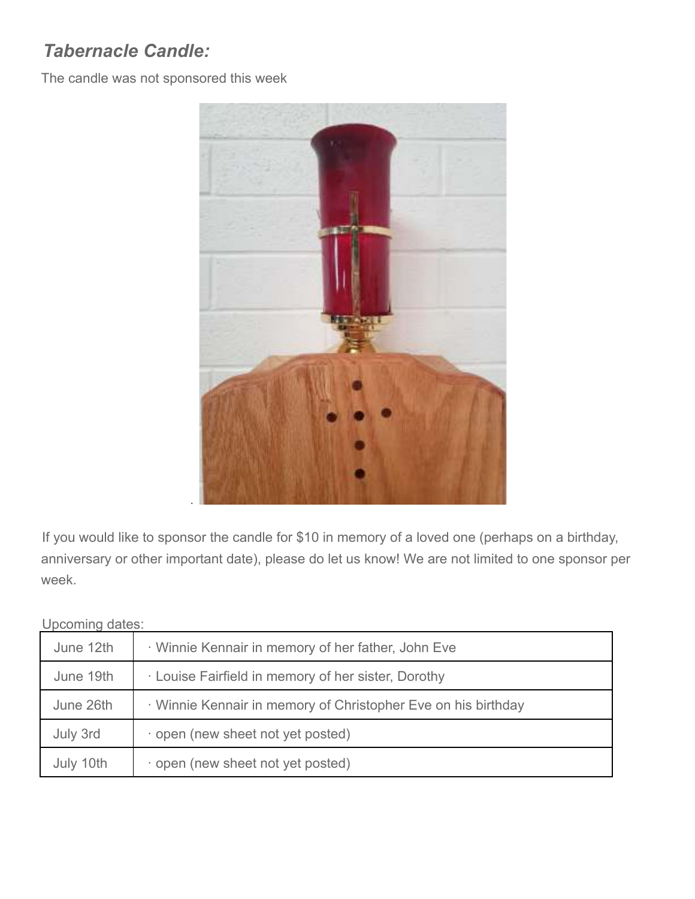## *Tabernacle Candle:*

The candle was not sponsored this week

If you would like to sponsor the candle for $10 in memory of a loved one (perhaps on a birthday, anniversary or other important date), please do let us know! We are not limited to one sponsor per week.

Upcoming dates:

| | |
|---|---|
| June 12th | · Winnie Kennair in memory of her father, John Eve |
| June 19th | · Louise Fairfield in memory of her sister, Dorothy |
| June 26th | · Winnie Kennair in memory of Christopher Eve on his birthday |
| July 3rd | · open (new sheet not yet posted) |
| July 10th | · open (new sheet not yet posted) |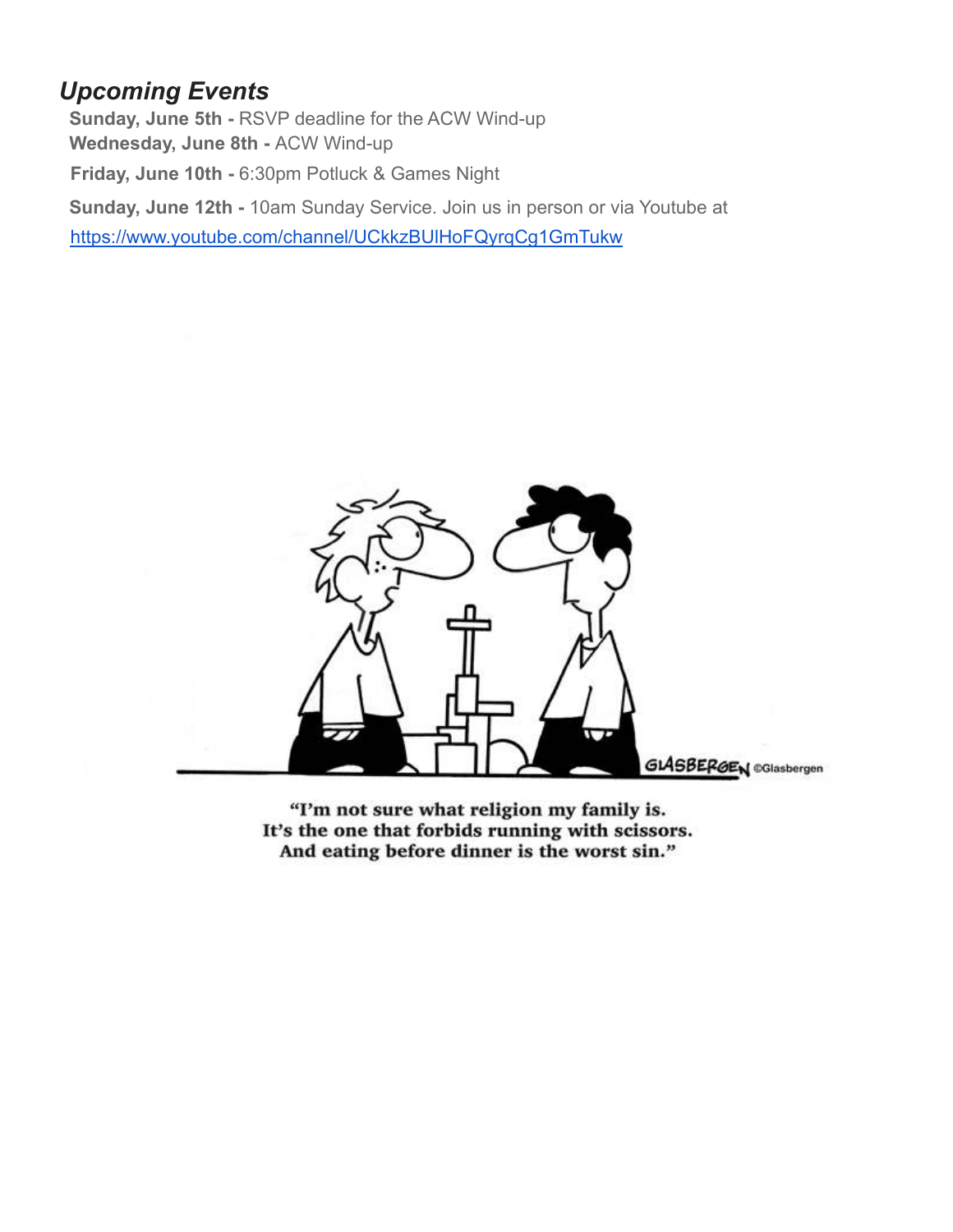## *Upcoming Events*

**Sunday, June 5th -** RSVP deadline for the ACW Wind-up

**Wednesday, June 8th -** ACW Wind-up

**Friday, June 10th -** 6:30pm Potluck & Games Night

**Sunday, June 12th -** 10am Sunday Service. Join us in person or via Youtube at [https://www.youtube.com/channel/UCkkzBUlHoFQyrqCg1GmTukw](https://www.youtube.com/channel/UCkkzBUlHoFQyrqCg1GmTukw)

"I'm not sure what religion my family is. It's the one that forbids running with scissors. And eating before dinner is the worst sin."